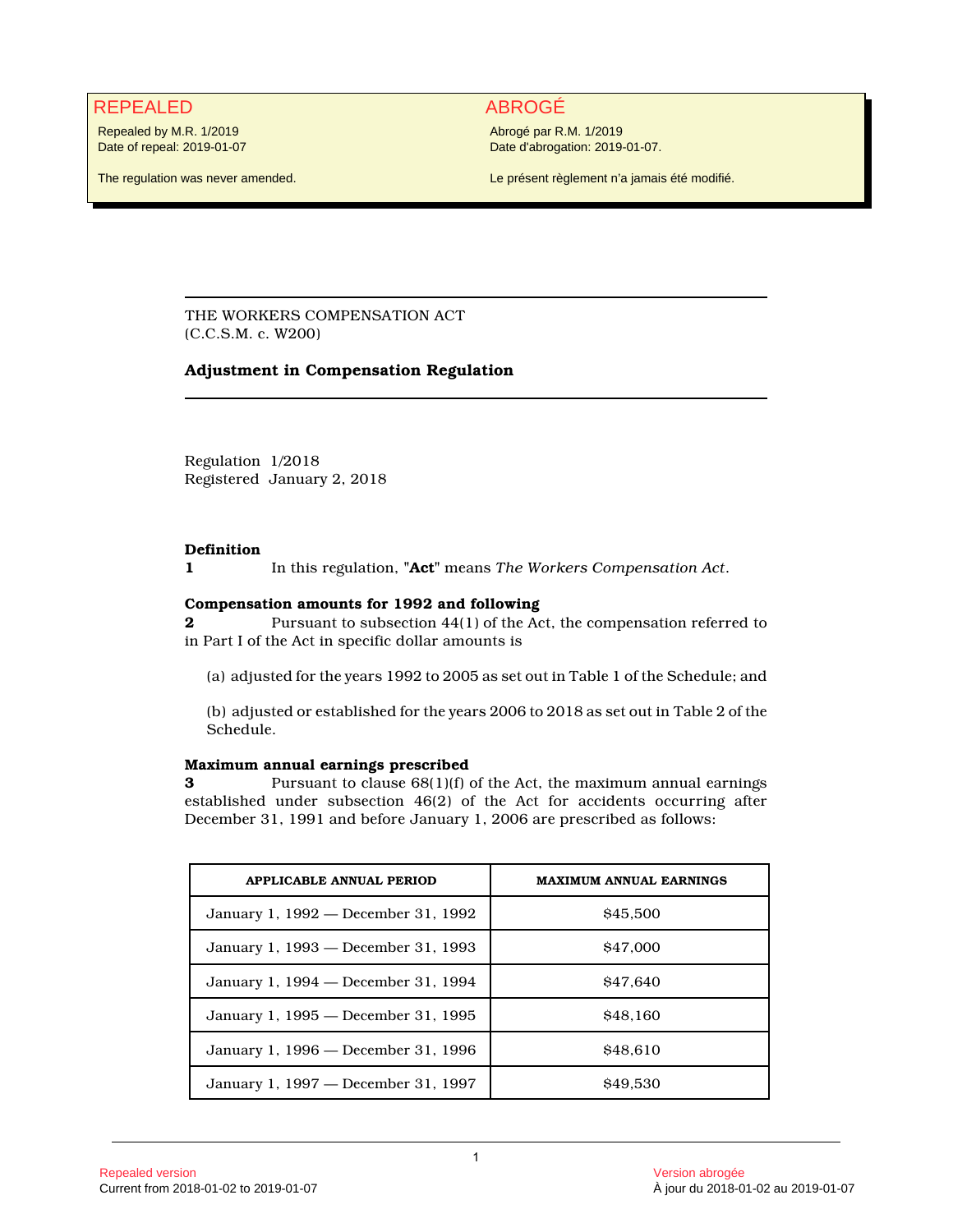**REPEALED**

Repealed by M.R. 1/2019
Date of repeal: 2019-01-07

The regulation was never amended.

**ABROGÉ**

Abrogé par R.M. 1/2019
Date d'abrogation: 2019-01-07.

Le présent règlement n'a jamais été modifié.

---

THE WORKERS COMPENSATION ACT
(C.C.S.M. c. W200)

# Adjustment in Compensation Regulation

---

Regulation 1/2018
Registered January 2, 2018

**Definition**

**1** In this regulation, "**Act**" means *The Workers Compensation Act*.

**Compensation amounts for 1992 and following**

**2** Pursuant to subsection 44(1) of the Act, the compensation referred to in Part I of the Act in specific dollar amounts is

(a) adjusted for the years 1992 to 2005 as set out in Table 1 of the Schedule; and

(b) adjusted or established for the years 2006 to 2018 as set out in Table 2 of the Schedule.

**Maximum annual earnings prescribed**

**3** Pursuant to clause 68(1)(f) of the Act, the maximum annual earnings established under subsection 46(2) of the Act for accidents occurring after December 31, 1991 and before January 1, 2006 are prescribed as follows:

| APPLICABLE ANNUAL PERIOD | MAXIMUM ANNUAL EARNINGS |
|---|---|
| January 1, 1992 — December 31, 1992 | $45,500 |
| January 1, 1993 — December 31, 1993 | $47,000 |
| January 1, 1994 — December 31, 1994 | $47,640 |
| January 1, 1995 — December 31, 1995 | $48,160 |
| January 1, 1996 — December 31, 1996 | $48,610 |
| January 1, 1997 — December 31, 1997 | $49,530 |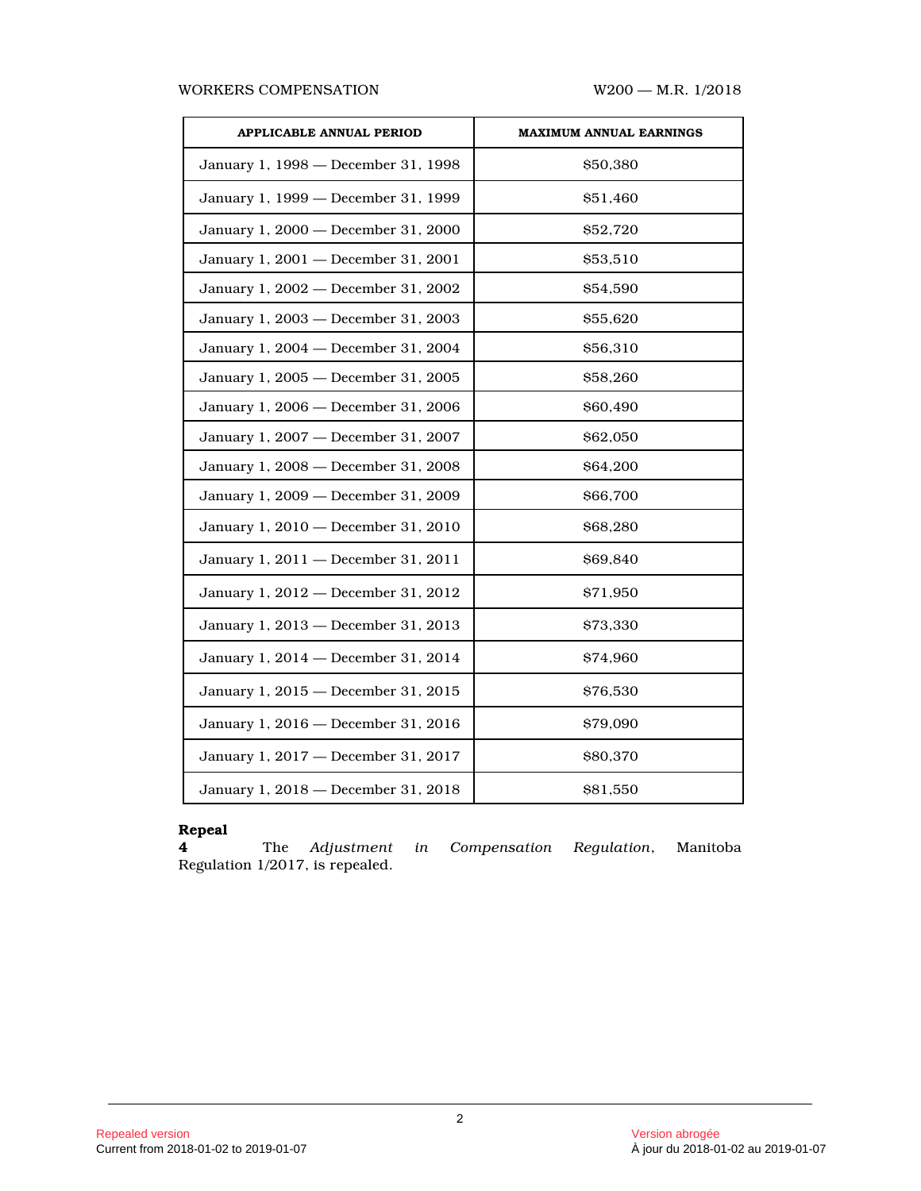| APPLICABLE ANNUAL PERIOD | MAXIMUM ANNUAL EARNINGS |
| --- | --- |
| January 1, 1998 — December 31, 1998 | $50,380 |
| January 1, 1999 — December 31, 1999 | $51,460 |
| January 1, 2000 — December 31, 2000 | $52,720 |
| January 1, 2001 — December 31, 2001 | $53,510 |
| January 1, 2002 — December 31, 2002 | $54,590 |
| January 1, 2003 — December 31, 2003 | $55,620 |
| January 1, 2004 — December 31, 2004 | $56,310 |
| January 1, 2005 — December 31, 2005 | $58,260 |
| January 1, 2006 — December 31, 2006 | $60,490 |
| January 1, 2007 — December 31, 2007 | $62,050 |
| January 1, 2008 — December 31, 2008 | $64,200 |
| January 1, 2009 — December 31, 2009 | $66,700 |
| January 1, 2010 — December 31, 2010 | $68,280 |
| January 1, 2011 — December 31, 2011 | $69,840 |
| January 1, 2012 — December 31, 2012 | $71,950 |
| January 1, 2013 — December 31, 2013 | $73,330 |
| January 1, 2014 — December 31, 2014 | $74,960 |
| January 1, 2015 — December 31, 2015 | $76,530 |
| January 1, 2016 — December 31, 2016 | $79,090 |
| January 1, 2017 — December 31, 2017 | $80,370 |
| January 1, 2018 — December 31, 2018 | $81,550 |

**Repeal**

**4** The *Adjustment in Compensation Regulation*, Manitoba Regulation 1/2017, is repealed.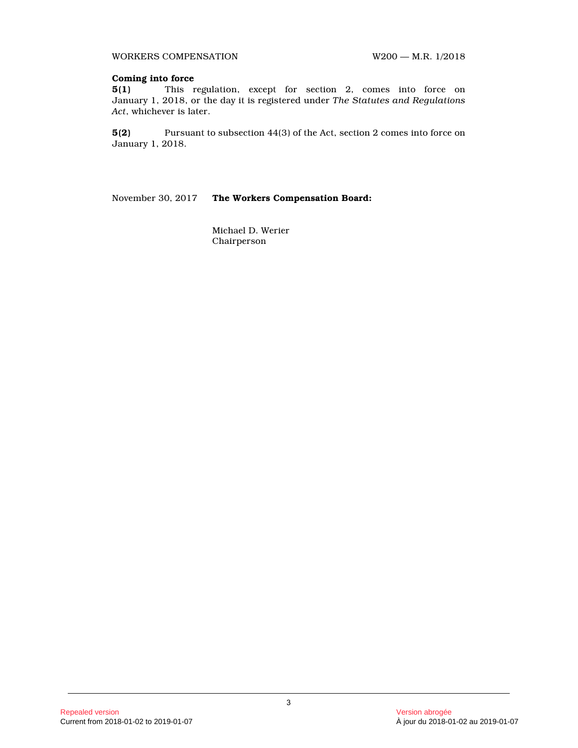**Coming into force**

**5(1)** This regulation, except for section 2, comes into force on January 1, 2018, or the day it is registered under *The Statutes and Regulations Act*, whichever is later.

**5(2)** Pursuant to subsection 44(3) of the Act, section 2 comes into force on January 1, 2018.

November 30, 2017 **The Workers Compensation Board:**

Michael D. Werier
Chairperson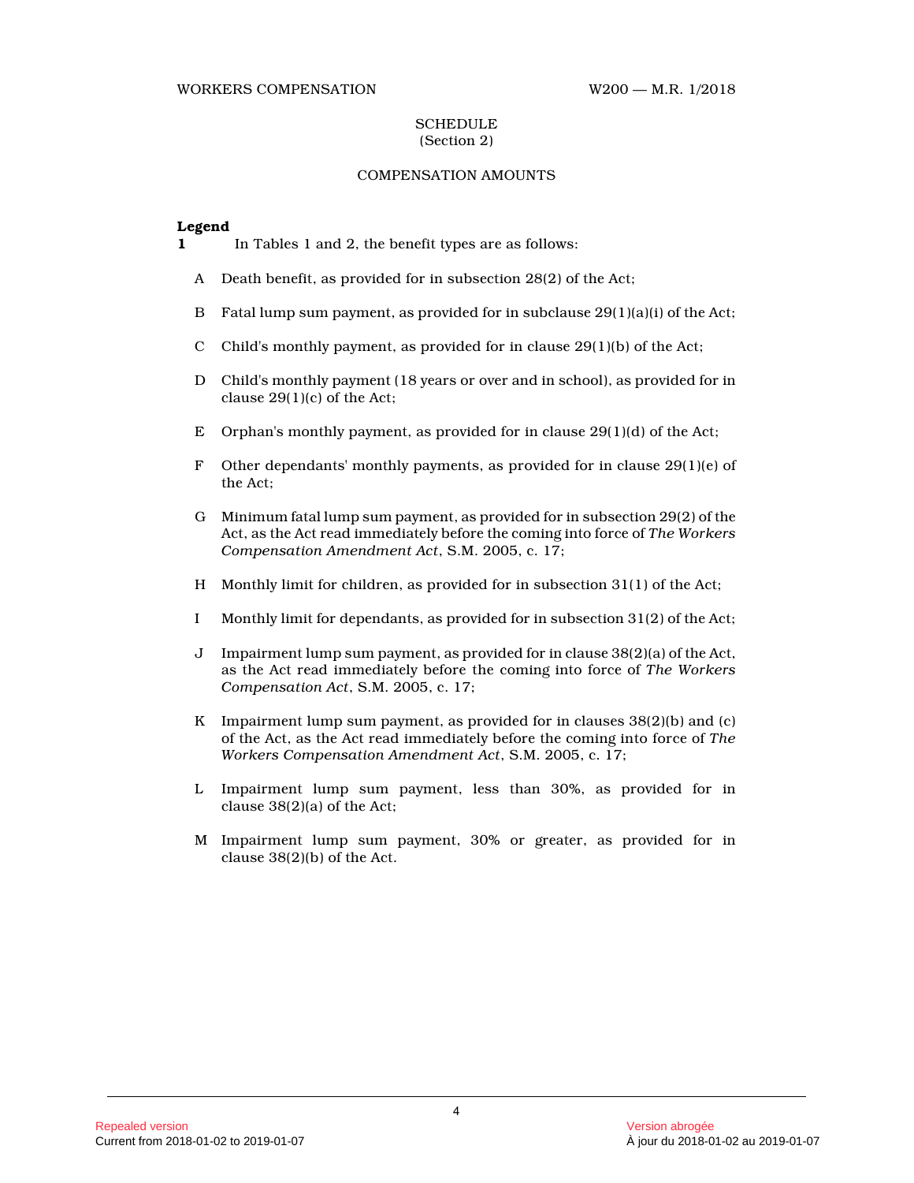## SCHEDULE
(Section 2)

### COMPENSATION AMOUNTS

**Legend**

**1** In Tables 1 and 2, the benefit types are as follows:

A Death benefit, as provided for in subsection 28(2) of the Act;

B Fatal lump sum payment, as provided for in subclause 29(1)(a)(i) of the Act;

C Child's monthly payment, as provided for in clause 29(1)(b) of the Act;

D Child's monthly payment (18 years or over and in school), as provided for in clause 29(1)(c) of the Act;

E Orphan's monthly payment, as provided for in clause 29(1)(d) of the Act;

F Other dependants' monthly payments, as provided for in clause 29(1)(e) of the Act;

G Minimum fatal lump sum payment, as provided for in subsection 29(2) of the Act, as the Act read immediately before the coming into force of *The Workers Compensation Amendment Act*, S.M. 2005, c. 17;

H Monthly limit for children, as provided for in subsection 31(1) of the Act;

I Monthly limit for dependants, as provided for in subsection 31(2) of the Act;

J Impairment lump sum payment, as provided for in clause 38(2)(a) of the Act, as the Act read immediately before the coming into force of *The Workers Compensation Act*, S.M. 2005, c. 17;

K Impairment lump sum payment, as provided for in clauses 38(2)(b) and (c) of the Act, as the Act read immediately before the coming into force of *The Workers Compensation Amendment Act*, S.M. 2005, c. 17;

L Impairment lump sum payment, less than 30%, as provided for in clause 38(2)(a) of the Act;

M Impairment lump sum payment, 30% or greater, as provided for in clause 38(2)(b) of the Act.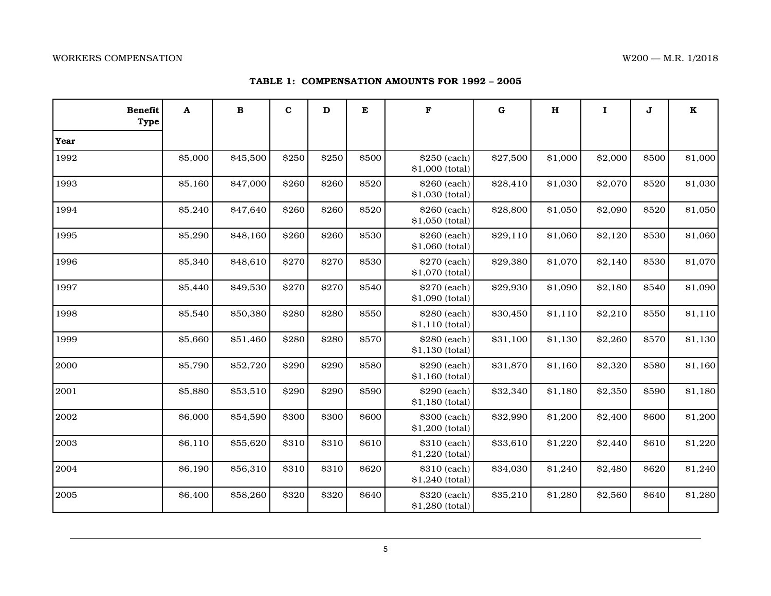**TABLE 1: COMPENSATION AMOUNTS FOR 1992 – 2005**

| Benefit Type / Year | A | B | C | D | E | F | G | H | I | J | K |
|---|---|---|---|---|---|---|---|---|---|---|---|
| 1992 | $5,000 | $45,500 | $250 | $250 | $500 | $250 (each) $1,000 (total) | $27,500 | $1,000 | $2,000 | $500 | $1,000 |
| 1993 | $5,160 | $47,000 | $260 | $260 | $520 | $260 (each) $1,030 (total) | $28,410 | $1,030 | $2,070 | $520 | $1,030 |
| 1994 | $5,240 | $47,640 | $260 | $260 | $520 | $260 (each) $1,050 (total) | $28,800 | $1,050 | $2,090 | $520 | $1,050 |
| 1995 | $5,290 | $48,160 | $260 | $260 | $530 | $260 (each) $1,060 (total) | $29,110 | $1,060 | $2,120 | $530 | $1,060 |
| 1996 | $5,340 | $48,610 | $270 | $270 | $530 | $270 (each) $1,070 (total) | $29,380 | $1,070 | $2,140 | $530 | $1,070 |
| 1997 | $5,440 | $49,530 | $270 | $270 | $540 | $270 (each) $1,090 (total) | $29,930 | $1,090 | $2,180 | $540 | $1,090 |
| 1998 | $5,540 | $50,380 | $280 | $280 | $550 | $280 (each) $1,110 (total) | $30,450 | $1,110 | $2,210 | $550 | $1,110 |
| 1999 | $5,660 | $51,460 | $280 | $280 | $570 | $280 (each) $1,130 (total) | $31,100 | $1,130 | $2,260 | $570 | $1,130 |
| 2000 | $5,790 | $52,720 | $290 | $290 | $580 | $290 (each) $1,160 (total) | $31,870 | $1,160 | $2,320 | $580 | $1,160 |
| 2001 | $5,880 | $53,510 | $290 | $290 | $590 | $290 (each) $1,180 (total) | $32,340 | $1,180 | $2,350 | $590 | $1,180 |
| 2002 | $6,000 | $54,590 | $300 | $300 | $600 | $300 (each) $1,200 (total) | $32,990 | $1,200 | $2,400 | $600 | $1,200 |
| 2003 | $6,110 | $55,620 | $310 | $310 | $610 | $310 (each) $1,220 (total) | $33,610 | $1,220 | $2,440 | $610 | $1,220 |
| 2004 | $6,190 | $56,310 | $310 | $310 | $620 | $310 (each) $1,240 (total) | $34,030 | $1,240 | $2,480 | $620 | $1,240 |
| 2005 | $6,400 | $58,260 | $320 | $320 | $640 | $320 (each) $1,280 (total) | $35,210 | $1,280 | $2,560 | $640 | $1,280 |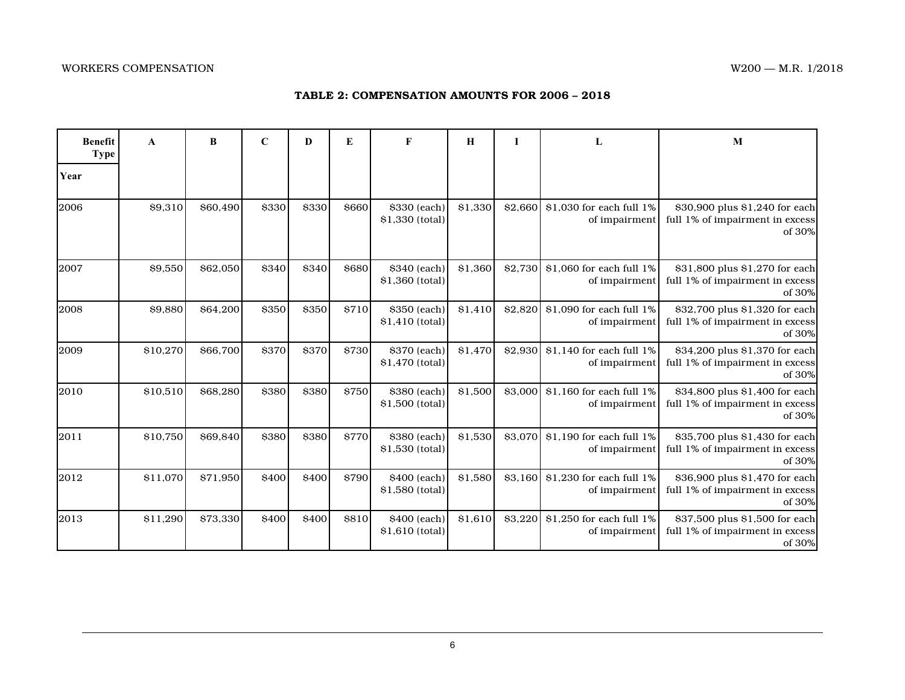**TABLE 2: COMPENSATION AMOUNTS FOR 2006 – 2018**

| Benefit Type / Year | A | B | C | D | E | F | H | I | L | M |
|---|---|---|---|---|---|---|---|---|---|---|
| 2006 | $9,310 | $60,490 | $330 | $330 | $660 | $330 (each) $1,330 (total) | $1,330 | $2,660 | $1,030 for each full 1% of impairment | $30,900 plus $1,240 for each full 1% of impairment in excess of 30% |
| 2007 | $9,550 | $62,050 | $340 | $340 | $680 | $340 (each) $1,360 (total) | $1,360 | $2,730 | $1,060 for each full 1% of impairment | $31,800 plus $1,270 for each full 1% of impairment in excess of 30% |
| 2008 | $9,880 | $64,200 | $350 | $350 | $710 | $350 (each) $1,410 (total) | $1,410 | $2,820 | $1,090 for each full 1% of impairment | $32,700 plus $1,320 for each full 1% of impairment in excess of 30% |
| 2009 | $10,270 | $66,700 | $370 | $370 | $730 | $370 (each) $1,470 (total) | $1,470 | $2,930 | $1,140 for each full 1% of impairment | $34,200 plus $1,370 for each full 1% of impairment in excess of 30% |
| 2010 | $10,510 | $68,280 | $380 | $380 | $750 | $380 (each) $1,500 (total) | $1,500 | $3,000 | $1,160 for each full 1% of impairment | $34,800 plus $1,400 for each full 1% of impairment in excess of 30% |
| 2011 | $10,750 | $69,840 | $380 | $380 | $770 | $380 (each) $1,530 (total) | $1,530 | $3,070 | $1,190 for each full 1% of impairment | $35,700 plus $1,430 for each full 1% of impairment in excess of 30% |
| 2012 | $11,070 | $71,950 | $400 | $400 | $790 | $400 (each) $1,580 (total) | $1,580 | $3,160 | $1,230 for each full 1% of impairment | $36,900 plus $1,470 for each full 1% of impairment in excess of 30% |
| 2013 | $11,290 | $73,330 | $400 | $400 | $810 | $400 (each) $1,610 (total) | $1,610 | $3,220 | $1,250 for each full 1% of impairment | $37,500 plus $1,500 for each full 1% of impairment in excess of 30% |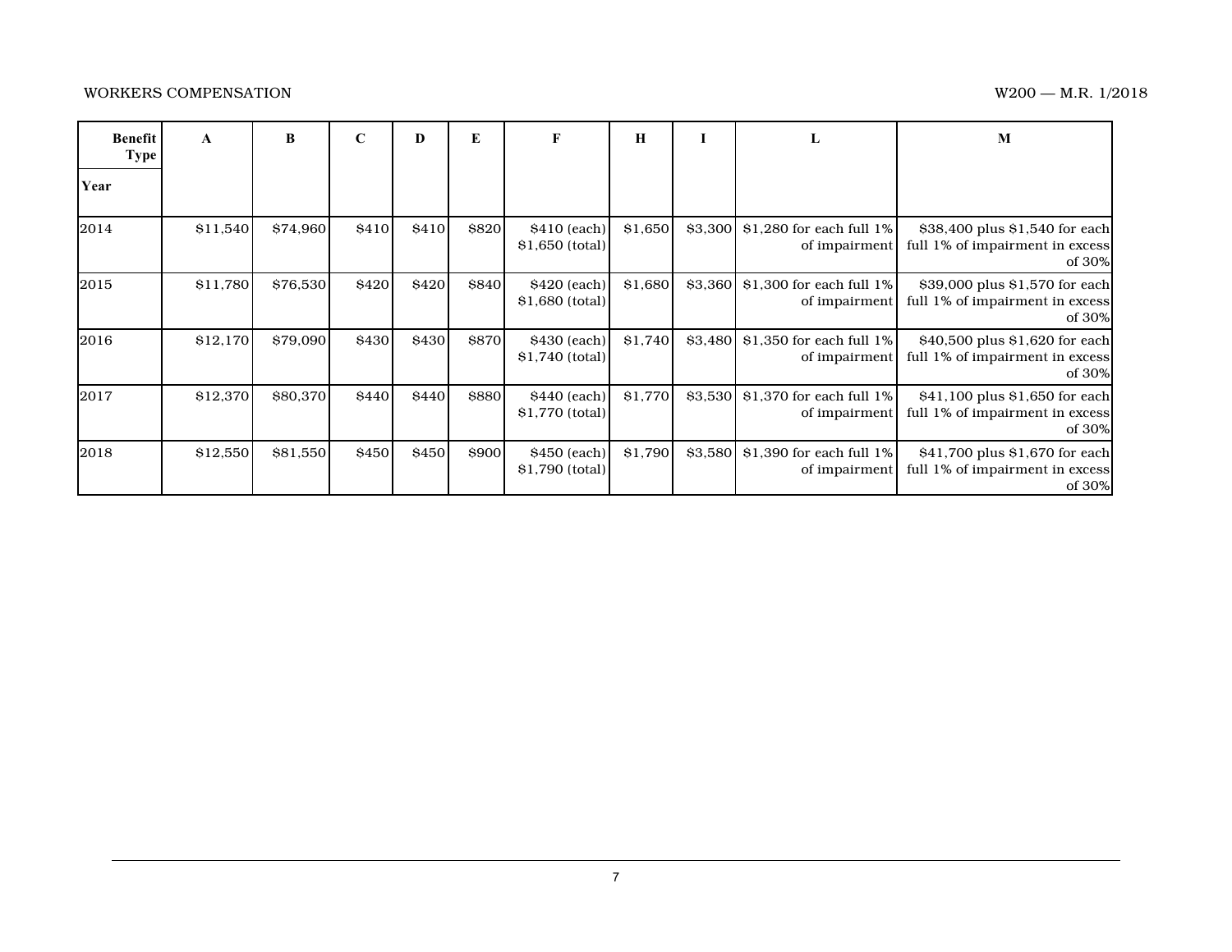| Benefit Type<br>Year | A | B | C | D | E | F | H | I | L | M |
|---|---|---|---|---|---|---|---|---|---|---|
| 2014 | $11,540 | $74,960 | $410 | $410 | $820 | $410 (each) $1,650 (total) | $1,650 | $3,300 | $1,280 for each full 1% of impairment | $38,400 plus $1,540 for each full 1% of impairment in excess of 30% |
| 2015 | $11,780 | $76,530 | $420 | $420 | $840 | $420 (each) $1,680 (total) | $1,680 | $3,360 | $1,300 for each full 1% of impairment | $39,000 plus $1,570 for each full 1% of impairment in excess of 30% |
| 2016 | $12,170 | $79,090 | $430 | $430 | $870 | $430 (each) $1,740 (total) | $1,740 | $3,480 | $1,350 for each full 1% of impairment | $40,500 plus $1,620 for each full 1% of impairment in excess of 30% |
| 2017 | $12,370 | $80,370 | $440 | $440 | $880 | $440 (each) $1,770 (total) | $1,770 | $3,530 | $1,370 for each full 1% of impairment | $41,100 plus $1,650 for each full 1% of impairment in excess of 30% |
| 2018 | $12,550 | $81,550 | $450 | $450 | $900 | $450 (each) $1,790 (total) | $1,790 | $3,580 | $1,390 for each full 1% of impairment | $41,700 plus $1,670 for each full 1% of impairment in excess of 30% |